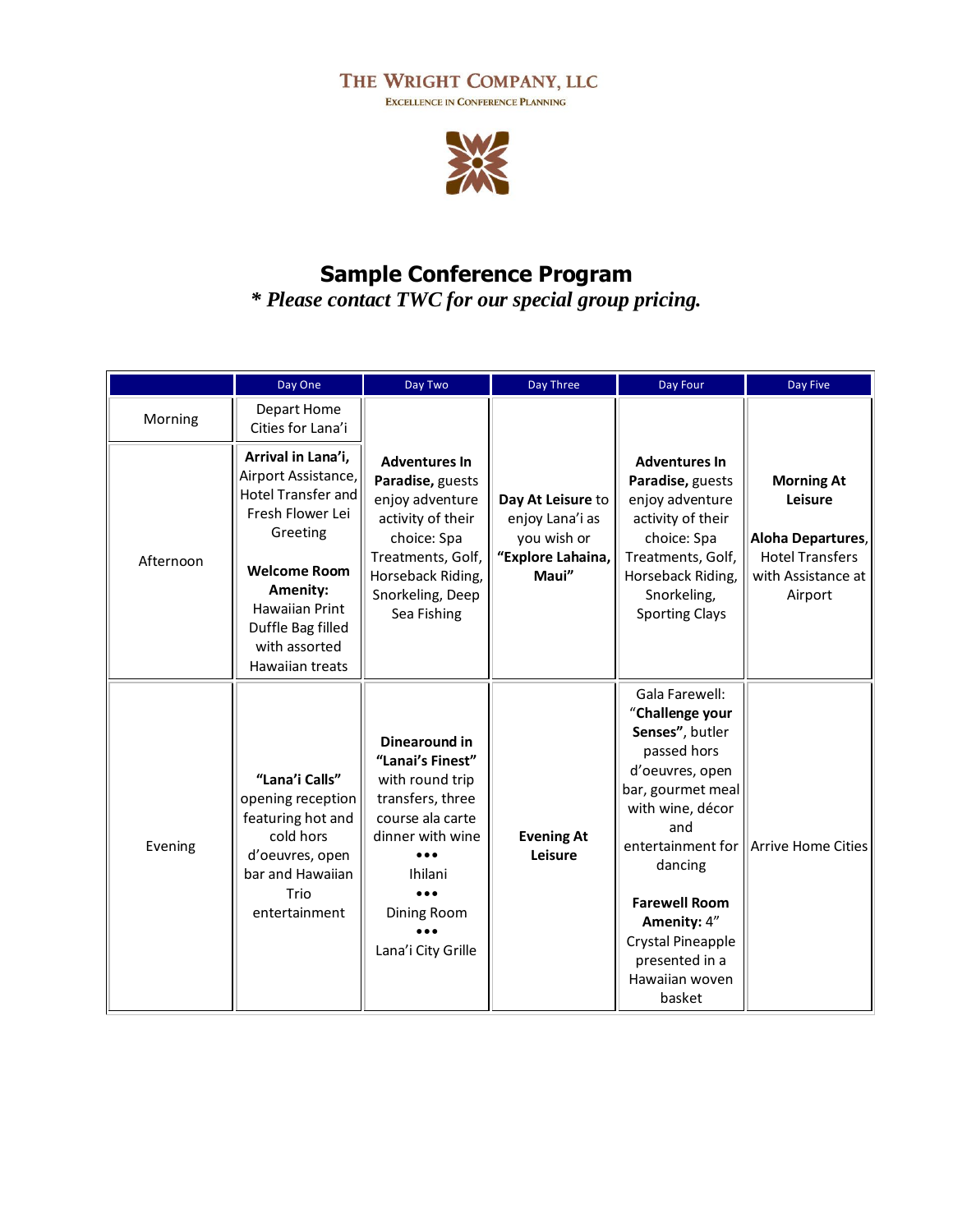# THE WRIGHT COMPANY, LLC

EXCELLENCE IN CONFERENCE PLANNING

## Sample Conference Program

*\* Please contact TWC for our special group pricing.*

| | Day One | Day Two | Day Three | Day Four | Day Five |
|---|---|---|---|---|---|
| Morning | Depart Home Cities for Lana'i | **Adventures In Paradise,** guests enjoy adventure activity of their choice: Spa Treatments, Golf, Horseback Riding, Snorkeling, Deep Sea Fishing | **Day At Leisure** to enjoy Lana'i as you wish or **"Explore Lahaina, Maui"** | **Adventures In Paradise,** guests enjoy adventure activity of their choice: Spa Treatments, Golf, Horseback Riding, Snorkeling, Sporting Clays | **Morning At Leisure**<br><br>**Aloha Departures**, Hotel Transfers with Assistance at Airport |
| Afternoon | **Arrival in Lana'i,** Airport Assistance, Hotel Transfer and Fresh Flower Lei Greeting<br><br>**Welcome Room Amenity:** Hawaiian Print Duffle Bag filled with assorted Hawaiian treats | | | | |
| Evening | **"Lana'i Calls"** opening reception featuring hot and cold hors d'oeuvres, open bar and Hawaiian Trio entertainment | **Dinearound in "Lanai's Finest"** with round trip transfers, three course ala carte dinner with wine<br>•••<br>Ihilani<br>•••<br>Dining Room<br>•••<br>Lana'i City Grille | **Evening At Leisure** | Gala Farewell: "**Challenge your Senses"**, butler passed hors d'oeuvres, open bar, gourmet meal with wine, décor and entertainment for dancing<br><br>**Farewell Room Amenity:** 4" Crystal Pineapple presented in a Hawaiian woven basket | Arrive Home Cities |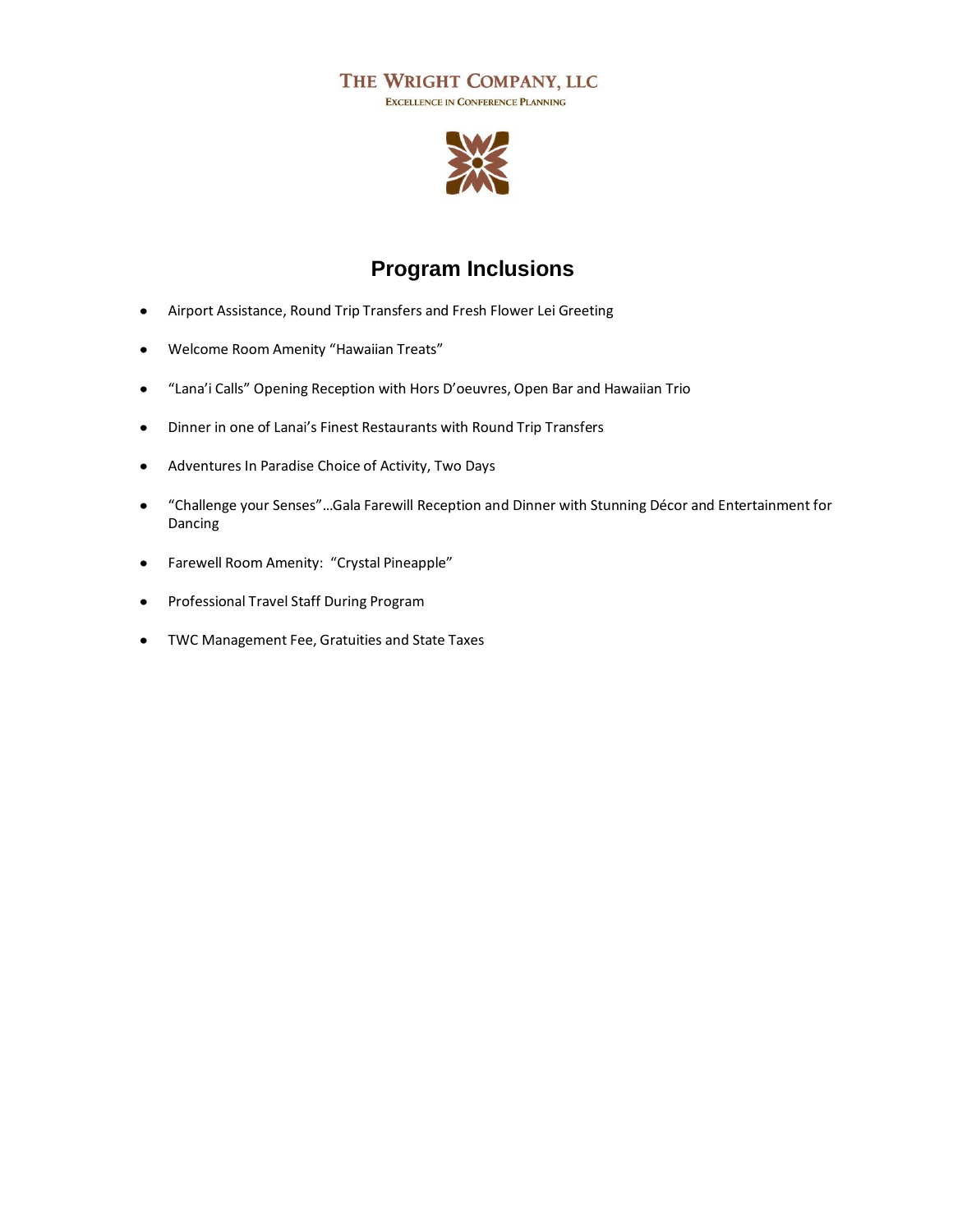THE WRIGHT COMPANY, LLC

EXCELLENCE IN CONFERENCE PLANNING

# Program Inclusions

- Airport Assistance, Round Trip Transfers and Fresh Flower Lei Greeting
- Welcome Room Amenity "Hawaiian Treats"
- "Lana'i Calls" Opening Reception with Hors D'oeuvres, Open Bar and Hawaiian Trio
- Dinner in one of Lanai's Finest Restaurants with Round Trip Transfers
- Adventures In Paradise Choice of Activity, Two Days
- "Challenge your Senses"…Gala Farewill Reception and Dinner with Stunning Décor and Entertainment for Dancing
- Farewell Room Amenity: "Crystal Pineapple"
- Professional Travel Staff During Program
- TWC Management Fee, Gratuities and State Taxes